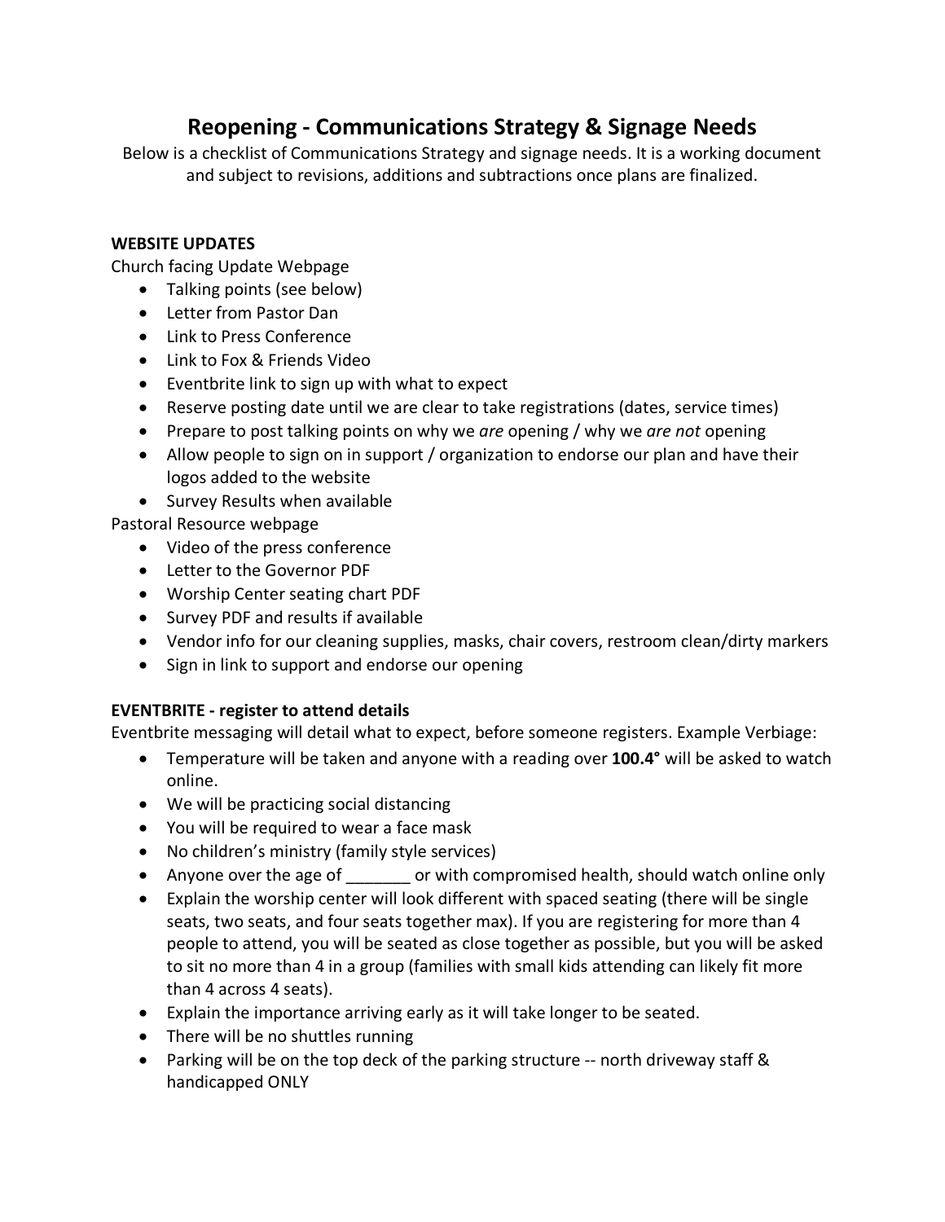# Reopening - Communications Strategy & Signage Needs

Below is a checklist of Communications Strategy and signage needs. It is a working document and subject to revisions, additions and subtractions once plans are finalized.

**WEBSITE UPDATES**

Church facing Update Webpage

- Talking points (see below)
- Letter from Pastor Dan
- Link to Press Conference
- Link to Fox & Friends Video
- Eventbrite link to sign up with what to expect
- Reserve posting date until we are clear to take registrations (dates, service times)
- Prepare to post talking points on why we *are* opening / why we *are not* opening
- Allow people to sign on in support / organization to endorse our plan and have their logos added to the website
- Survey Results when available

Pastoral Resource webpage

- Video of the press conference
- Letter to the Governor PDF
- Worship Center seating chart PDF
- Survey PDF and results if available
- Vendor info for our cleaning supplies, masks, chair covers, restroom clean/dirty markers
- Sign in link to support and endorse our opening

**EVENTBRITE - register to attend details**

Eventbrite messaging will detail what to expect, before someone registers. Example Verbiage:

- Temperature will be taken and anyone with a reading over **100.4°** will be asked to watch online.
- We will be practicing social distancing
- You will be required to wear a face mask
- No children's ministry (family style services)
- Anyone over the age of _______ or with compromised health, should watch online only
- Explain the worship center will look different with spaced seating (there will be single seats, two seats, and four seats together max). If you are registering for more than 4 people to attend, you will be seated as close together as possible, but you will be asked to sit no more than 4 in a group (families with small kids attending can likely fit more than 4 across 4 seats).
- Explain the importance arriving early as it will take longer to be seated.
- There will be no shuttles running
- Parking will be on the top deck of the parking structure -- north driveway staff & handicapped ONLY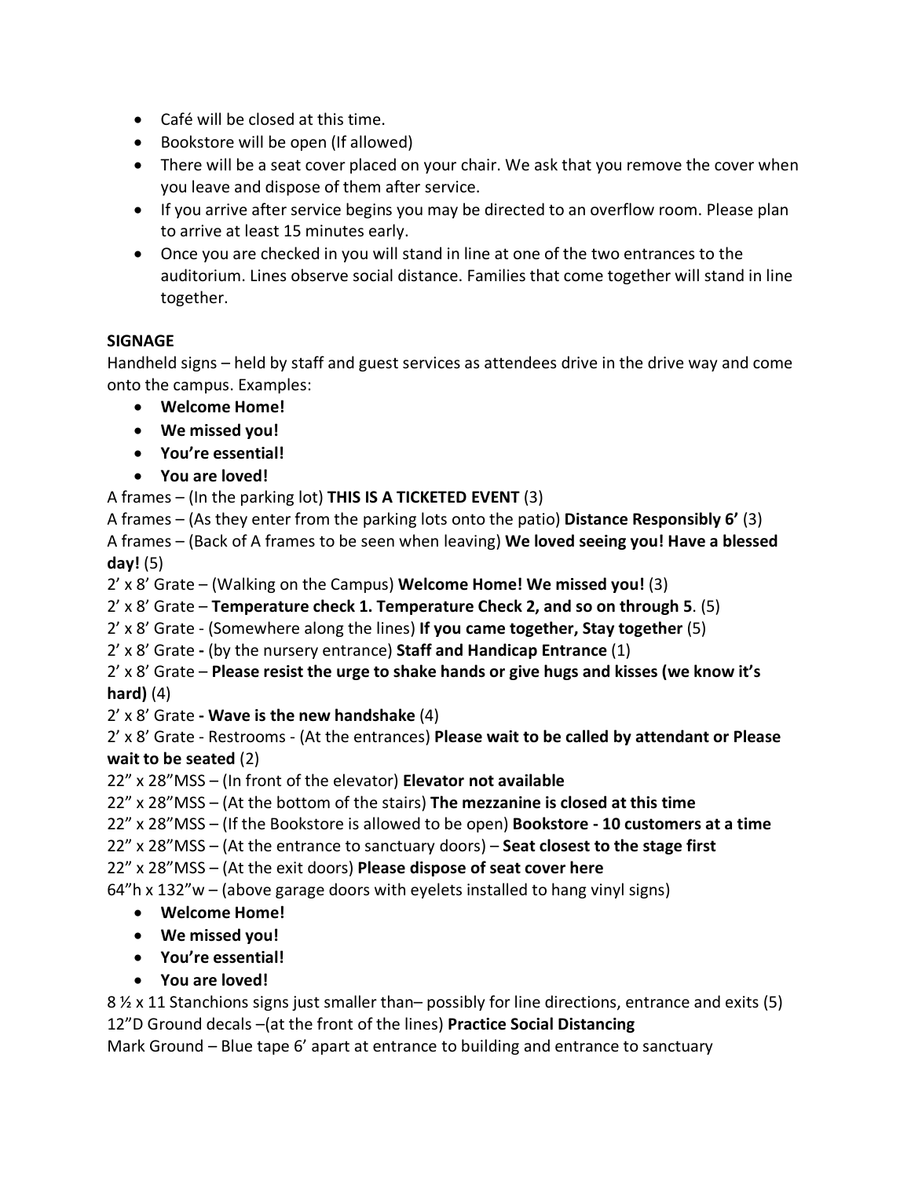- Café will be closed at this time.
- Bookstore will be open (If allowed)
- There will be a seat cover placed on your chair. We ask that you remove the cover when you leave and dispose of them after service.
- If you arrive after service begins you may be directed to an overflow room. Please plan to arrive at least 15 minutes early.
- Once you are checked in you will stand in line at one of the two entrances to the auditorium. Lines observe social distance. Families that come together will stand in line together.

**SIGNAGE**

Handheld signs – held by staff and guest services as attendees drive in the drive way and come onto the campus. Examples:

- **Welcome Home!**
- **We missed you!**
- **You're essential!**
- **You are loved!**

A frames – (In the parking lot) **THIS IS A TICKETED EVENT** (3)

A frames – (As they enter from the parking lots onto the patio) **Distance Responsibly 6'** (3)

A frames – (Back of A frames to be seen when leaving) **We loved seeing you! Have a blessed day!** (5)

2' x 8' Grate – (Walking on the Campus) **Welcome Home! We missed you!** (3)

2' x 8' Grate – **Temperature check 1. Temperature Check 2, and so on through 5**. (5)

2' x 8' Grate - (Somewhere along the lines) **If you came together, Stay together** (5)

2' x 8' Grate **-** (by the nursery entrance) **Staff and Handicap Entrance** (1)

2' x 8' Grate – **Please resist the urge to shake hands or give hugs and kisses (we know it's hard)** (4)

2' x 8' Grate **- Wave is the new handshake** (4)

2' x 8' Grate - Restrooms - (At the entrances) **Please wait to be called by attendant or Please wait to be seated** (2)

22" x 28"MSS – (In front of the elevator) **Elevator not available**

22" x 28"MSS – (At the bottom of the stairs) **The mezzanine is closed at this time**

22" x 28"MSS – (If the Bookstore is allowed to be open) **Bookstore - 10 customers at a time**

22" x 28"MSS – (At the entrance to sanctuary doors) – **Seat closest to the stage first**

22" x 28"MSS – (At the exit doors) **Please dispose of seat cover here**

64"h x 132"w – (above garage doors with eyelets installed to hang vinyl signs)

- **Welcome Home!**
- **We missed you!**
- **You're essential!**
- **You are loved!**

8 ½ x 11 Stanchions signs just smaller than– possibly for line directions, entrance and exits (5)

12"D Ground decals –(at the front of the lines) **Practice Social Distancing**

Mark Ground – Blue tape 6' apart at entrance to building and entrance to sanctuary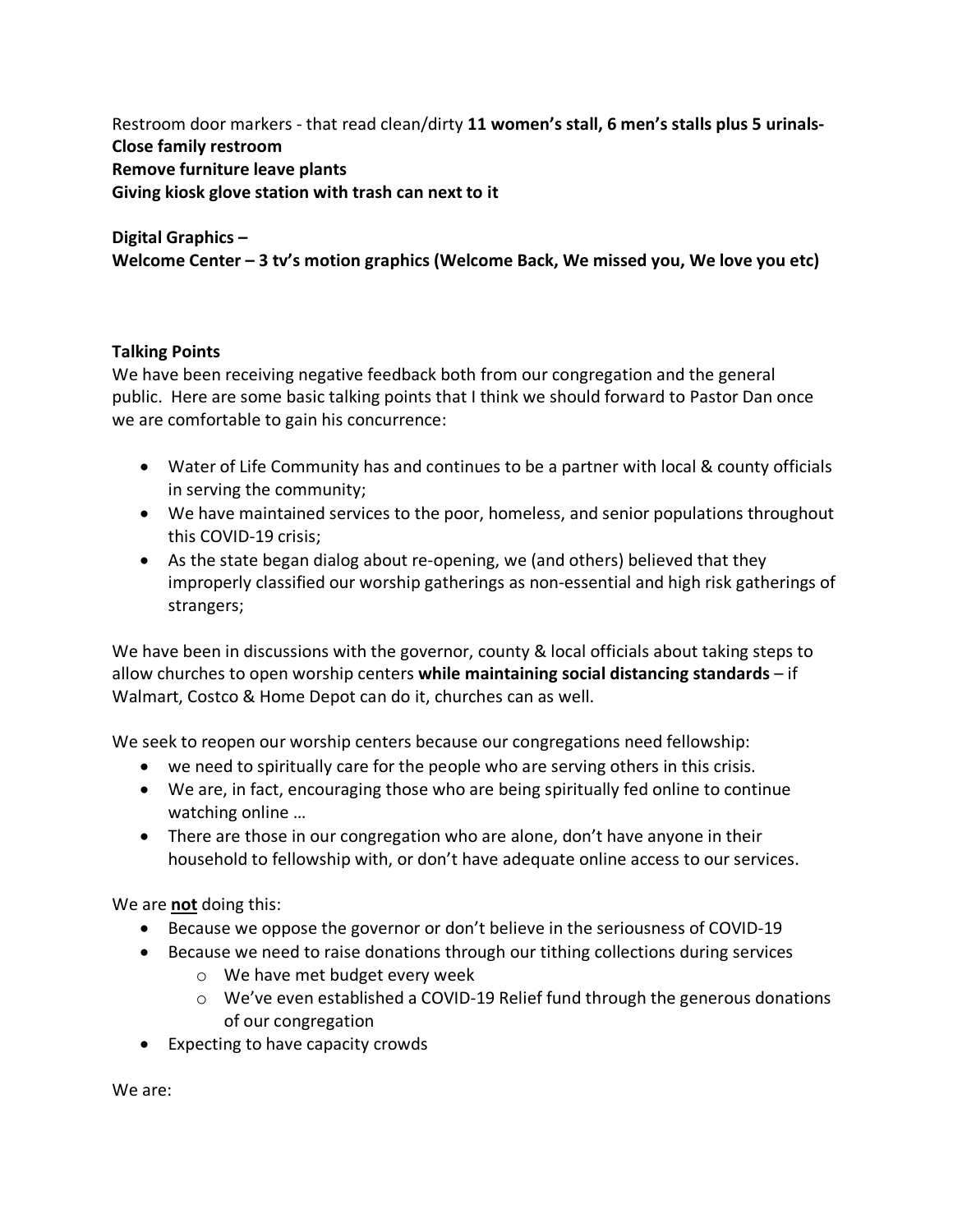Restroom door markers - that read clean/dirty **11 women's stall, 6 men's stalls plus 5 urinals-**
**Close family restroom**
**Remove furniture leave plants**
**Giving kiosk glove station with trash can next to it**

**Digital Graphics –**
**Welcome Center – 3 tv's motion graphics (Welcome Back, We missed you, We love you etc)**

**Talking Points**

We have been receiving negative feedback both from our congregation and the general public. Here are some basic talking points that I think we should forward to Pastor Dan once we are comfortable to gain his concurrence:

- Water of Life Community has and continues to be a partner with local & county officials in serving the community;
- We have maintained services to the poor, homeless, and senior populations throughout this COVID-19 crisis;
- As the state began dialog about re-opening, we (and others) believed that they improperly classified our worship gatherings as non-essential and high risk gatherings of strangers;

We have been in discussions with the governor, county & local officials about taking steps to allow churches to open worship centers **while maintaining social distancing standards** – if Walmart, Costco & Home Depot can do it, churches can as well.

We seek to reopen our worship centers because our congregations need fellowship:

- we need to spiritually care for the people who are serving others in this crisis.
- We are, in fact, encouraging those who are being spiritually fed online to continue watching online …
- There are those in our congregation who are alone, don't have anyone in their household to fellowship with, or don't have adequate online access to our services.

We are **<u>not</u>** doing this:

- Because we oppose the governor or don't believe in the seriousness of COVID-19
- Because we need to raise donations through our tithing collections during services
  - We have met budget every week
  - We've even established a COVID-19 Relief fund through the generous donations of our congregation
- Expecting to have capacity crowds

We are: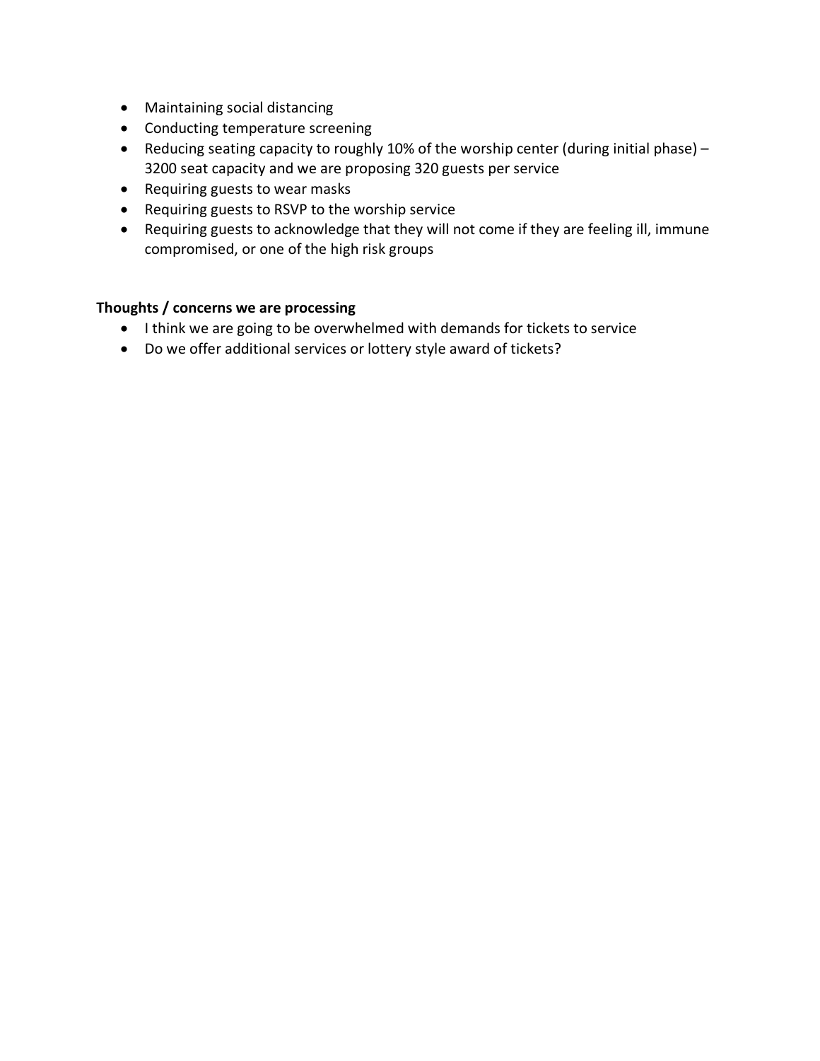- Maintaining social distancing
- Conducting temperature screening
- Reducing seating capacity to roughly 10% of the worship center (during initial phase) – 3200 seat capacity and we are proposing 320 guests per service
- Requiring guests to wear masks
- Requiring guests to RSVP to the worship service
- Requiring guests to acknowledge that they will not come if they are feeling ill, immune compromised, or one of the high risk groups

**Thoughts / concerns we are processing**

- I think we are going to be overwhelmed with demands for tickets to service
- Do we offer additional services or lottery style award of tickets?